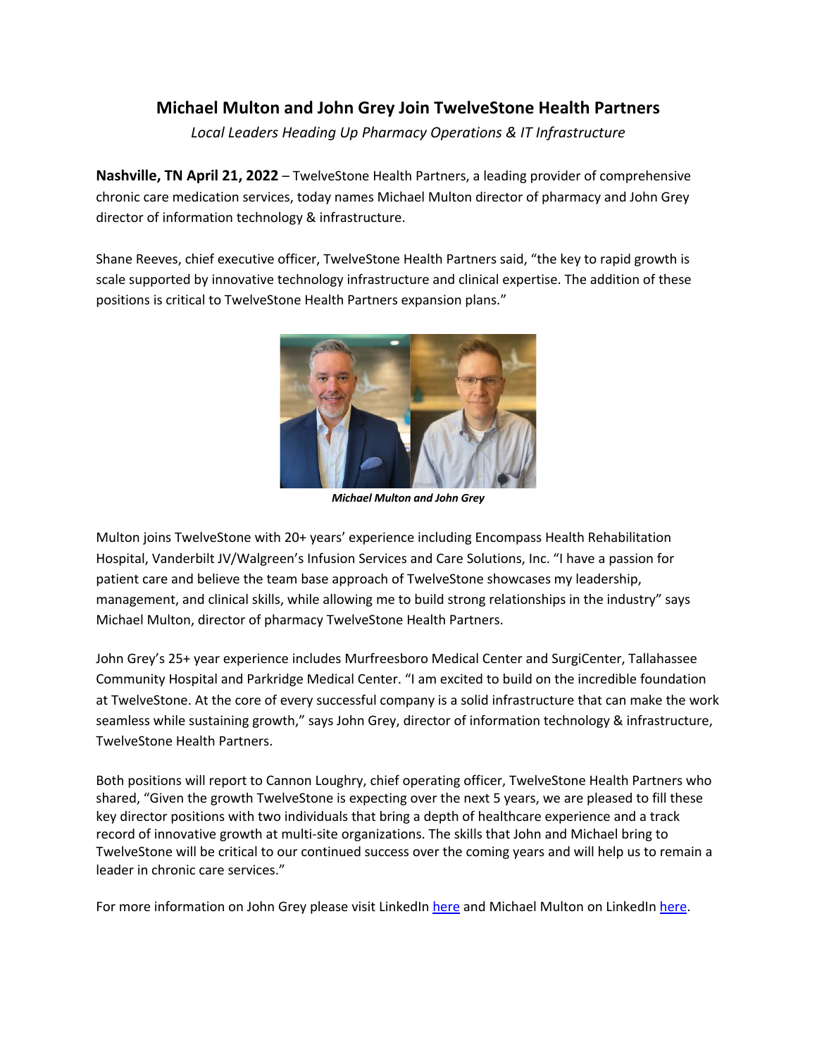# Michael Multon and John Grey Join TwelveStone Health Partners

*Local Leaders Heading Up Pharmacy Operations & IT Infrastructure*

**Nashville, TN April 21, 2022** – TwelveStone Health Partners, a leading provider of comprehensive chronic care medication services, today names Michael Multon director of pharmacy and John Grey director of information technology & infrastructure.

Shane Reeves, chief executive officer, TwelveStone Health Partners said, "the key to rapid growth is scale supported by innovative technology infrastructure and clinical expertise. The addition of these positions is critical to TwelveStone Health Partners expansion plans."

***Michael Multon and John Grey***

Multon joins TwelveStone with 20+ years' experience including Encompass Health Rehabilitation Hospital, Vanderbilt JV/Walgreen's Infusion Services and Care Solutions, Inc. "I have a passion for patient care and believe the team base approach of TwelveStone showcases my leadership, management, and clinical skills, while allowing me to build strong relationships in the industry" says Michael Multon, director of pharmacy TwelveStone Health Partners.

John Grey's 25+ year experience includes Murfreesboro Medical Center and SurgiCenter, Tallahassee Community Hospital and Parkridge Medical Center. "I am excited to build on the incredible foundation at TwelveStone. At the core of every successful company is a solid infrastructure that can make the work seamless while sustaining growth," says John Grey, director of information technology & infrastructure, TwelveStone Health Partners.

Both positions will report to Cannon Loughry, chief operating officer, TwelveStone Health Partners who shared, "Given the growth TwelveStone is expecting over the next 5 years, we are pleased to fill these key director positions with two individuals that bring a depth of healthcare experience and a track record of innovative growth at multi-site organizations. The skills that John and Michael bring to TwelveStone will be critical to our continued success over the coming years and will help us to remain a leader in chronic care services."

For more information on John Grey please visit LinkedIn here and Michael Multon on LinkedIn here.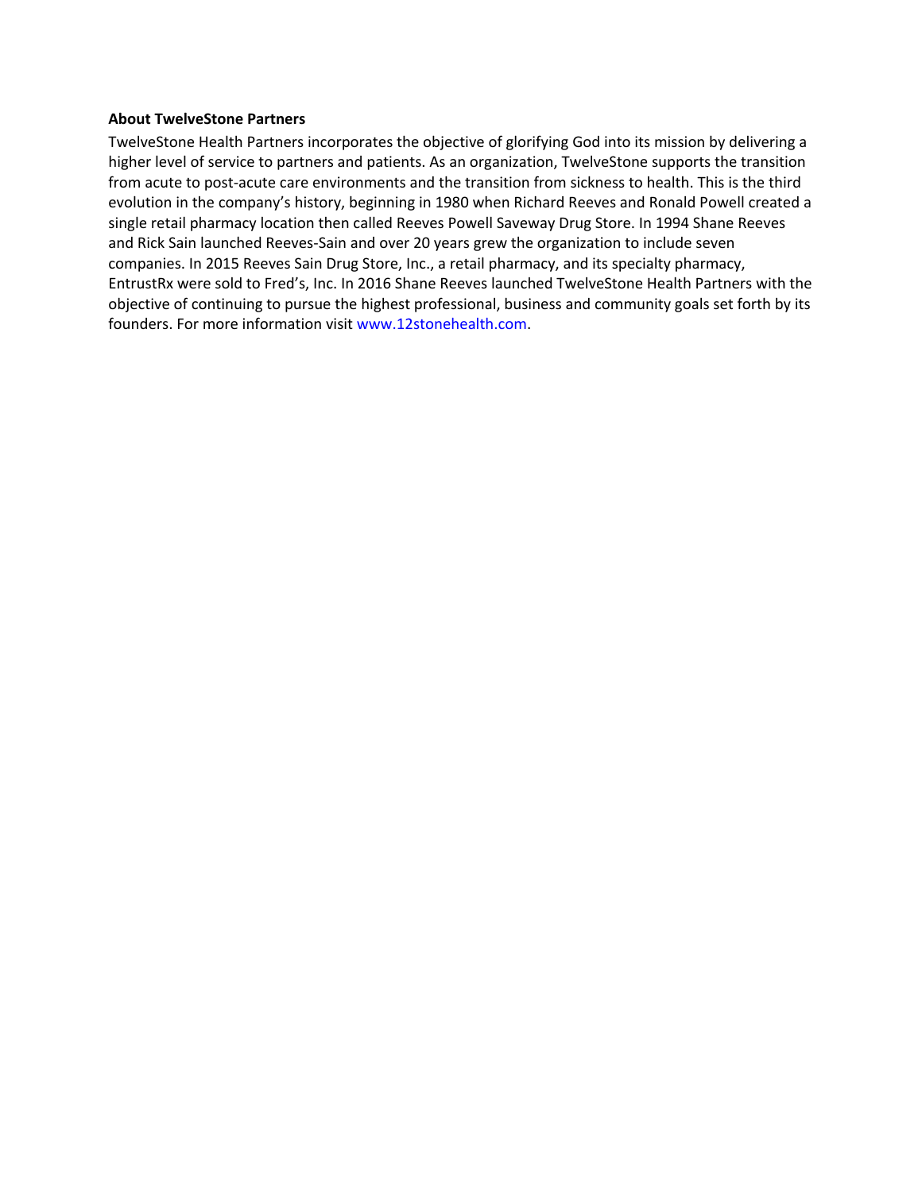**About TwelveStone Partners**

TwelveStone Health Partners incorporates the objective of glorifying God into its mission by delivering a higher level of service to partners and patients. As an organization, TwelveStone supports the transition from acute to post-acute care environments and the transition from sickness to health. This is the third evolution in the company's history, beginning in 1980 when Richard Reeves and Ronald Powell created a single retail pharmacy location then called Reeves Powell Saveway Drug Store. In 1994 Shane Reeves and Rick Sain launched Reeves-Sain and over 20 years grew the organization to include seven companies. In 2015 Reeves Sain Drug Store, Inc., a retail pharmacy, and its specialty pharmacy, EntrustRx were sold to Fred's, Inc. In 2016 Shane Reeves launched TwelveStone Health Partners with the objective of continuing to pursue the highest professional, business and community goals set forth by its founders. For more information visit www.12stonehealth.com.